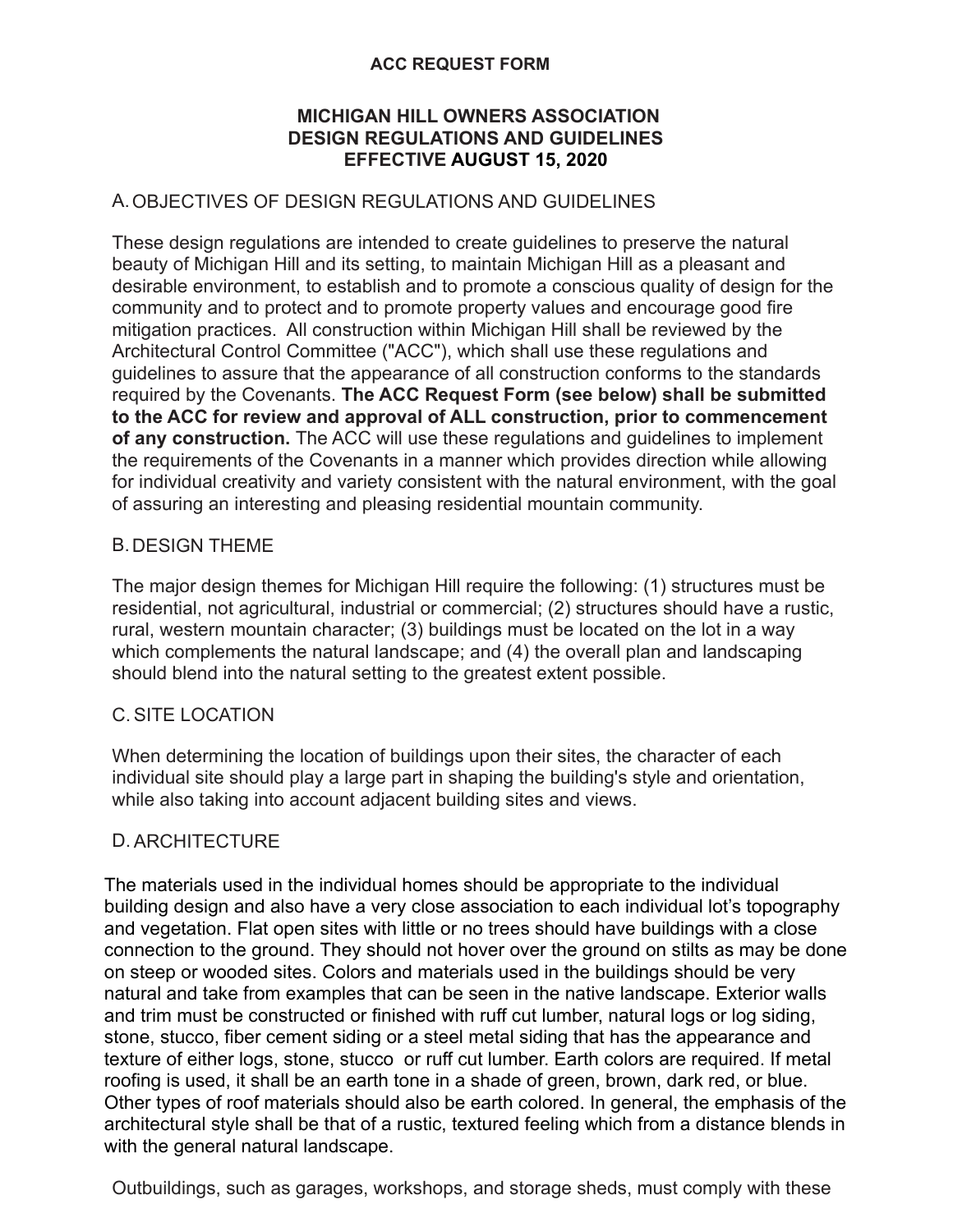**ACC REQUEST FORM**

# MICHIGAN HILL OWNERS ASSOCIATION DESIGN REGULATIONS AND GUIDELINES EFFECTIVE AUGUST 15, 2020

## A. OBJECTIVES OF DESIGN REGULATIONS AND GUIDELINES

These design regulations are intended to create guidelines to preserve the natural beauty of Michigan Hill and its setting, to maintain Michigan Hill as a pleasant and desirable environment, to establish and to promote a conscious quality of design for the community and to protect and to promote property values and encourage good fire mitigation practices. All construction within Michigan Hill shall be reviewed by the Architectural Control Committee ("ACC"), which shall use these regulations and guidelines to assure that the appearance of all construction conforms to the standards required by the Covenants. **The ACC Request Form (see below) shall be submitted to the ACC for review and approval of ALL construction, prior to commencement of any construction.** The ACC will use these regulations and guidelines to implement the requirements of the Covenants in a manner which provides direction while allowing for individual creativity and variety consistent with the natural environment, with the goal of assuring an interesting and pleasing residential mountain community.

## B. DESIGN THEME

The major design themes for Michigan Hill require the following: (1) structures must be residential, not agricultural, industrial or commercial; (2) structures should have a rustic, rural, western mountain character; (3) buildings must be located on the lot in a way which complements the natural landscape; and (4) the overall plan and landscaping should blend into the natural setting to the greatest extent possible.

## C. SITE LOCATION

When determining the location of buildings upon their sites, the character of each individual site should play a large part in shaping the building's style and orientation, while also taking into account adjacent building sites and views.

## D. ARCHITECTURE

The materials used in the individual homes should be appropriate to the individual building design and also have a very close association to each individual lot's topography and vegetation. Flat open sites with little or no trees should have buildings with a close connection to the ground. They should not hover over the ground on stilts as may be done on steep or wooded sites. Colors and materials used in the buildings should be very natural and take from examples that can be seen in the native landscape. Exterior walls and trim must be constructed or finished with ruff cut lumber, natural logs or log siding, stone, stucco, fiber cement siding or a steel metal siding that has the appearance and texture of either logs, stone, stucco or ruff cut lumber. Earth colors are required. If metal roofing is used, it shall be an earth tone in a shade of green, brown, dark red, or blue. Other types of roof materials should also be earth colored. In general, the emphasis of the architectural style shall be that of a rustic, textured feeling which from a distance blends in with the general natural landscape.

Outbuildings, such as garages, workshops, and storage sheds, must comply with these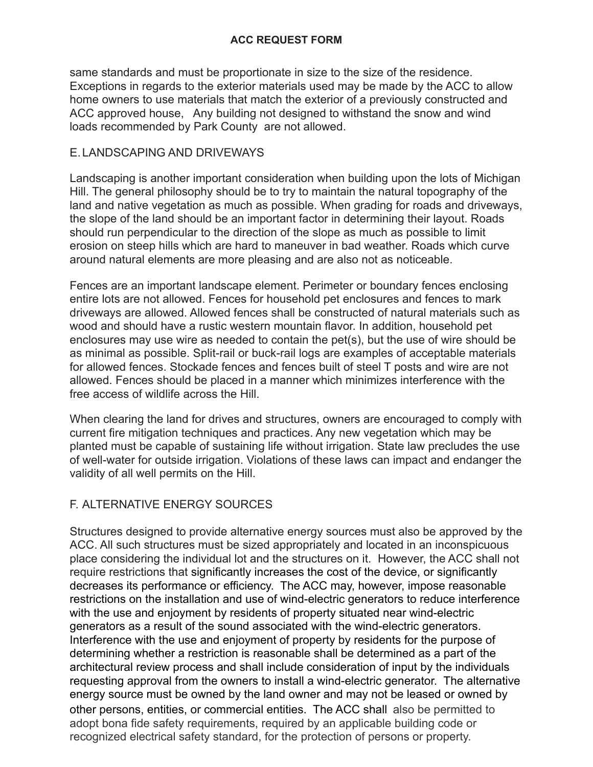same standards and must be proportionate in size to the size of the residence. Exceptions in regards to the exterior materials used may be made by the ACC to allow home owners to use materials that match the exterior of a previously constructed and ACC approved house,   Any building not designed to withstand the snow and wind loads recommended by Park County  are not allowed.

## E. LANDSCAPING AND DRIVEWAYS

Landscaping is another important consideration when building upon the lots of Michigan Hill. The general philosophy should be to try to maintain the natural topography of the land and native vegetation as much as possible. When grading for roads and driveways, the slope of the land should be an important factor in determining their layout. Roads should run perpendicular to the direction of the slope as much as possible to limit erosion on steep hills which are hard to maneuver in bad weather. Roads which curve around natural elements are more pleasing and are also not as noticeable.

Fences are an important landscape element. Perimeter or boundary fences enclosing entire lots are not allowed. Fences for household pet enclosures and fences to mark driveways are allowed. Allowed fences shall be constructed of natural materials such as wood and should have a rustic western mountain flavor. In addition, household pet enclosures may use wire as needed to contain the pet(s), but the use of wire should be as minimal as possible. Split-rail or buck-rail logs are examples of acceptable materials for allowed fences. Stockade fences and fences built of steel T posts and wire are not allowed. Fences should be placed in a manner which minimizes interference with the free access of wildlife across the Hill.

When clearing the land for drives and structures, owners are encouraged to comply with current fire mitigation techniques and practices. Any new vegetation which may be planted must be capable of sustaining life without irrigation. State law precludes the use of well-water for outside irrigation. Violations of these laws can impact and endanger the validity of all well permits on the Hill.

## F. ALTERNATIVE ENERGY SOURCES

Structures designed to provide alternative energy sources must also be approved by the ACC. All such structures must be sized appropriately and located in an inconspicuous place considering the individual lot and the structures on it.  However, the ACC shall not require restrictions that significantly increases the cost of the device, or significantly decreases its performance or efficiency.  The ACC may, however, impose reasonable restrictions on the installation and use of wind-electric generators to reduce interference with the use and enjoyment by residents of property situated near wind-electric generators as a result of the sound associated with the wind-electric generators. Interference with the use and enjoyment of property by residents for the purpose of determining whether a restriction is reasonable shall be determined as a part of the architectural review process and shall include consideration of input by the individuals requesting approval from the owners to install a wind-electric generator.  The alternative energy source must be owned by the land owner and may not be leased or owned by other persons, entities, or commercial entities.  The ACC shall  also be permitted to adopt bona fide safety requirements, required by an applicable building code or recognized electrical safety standard, for the protection of persons or property.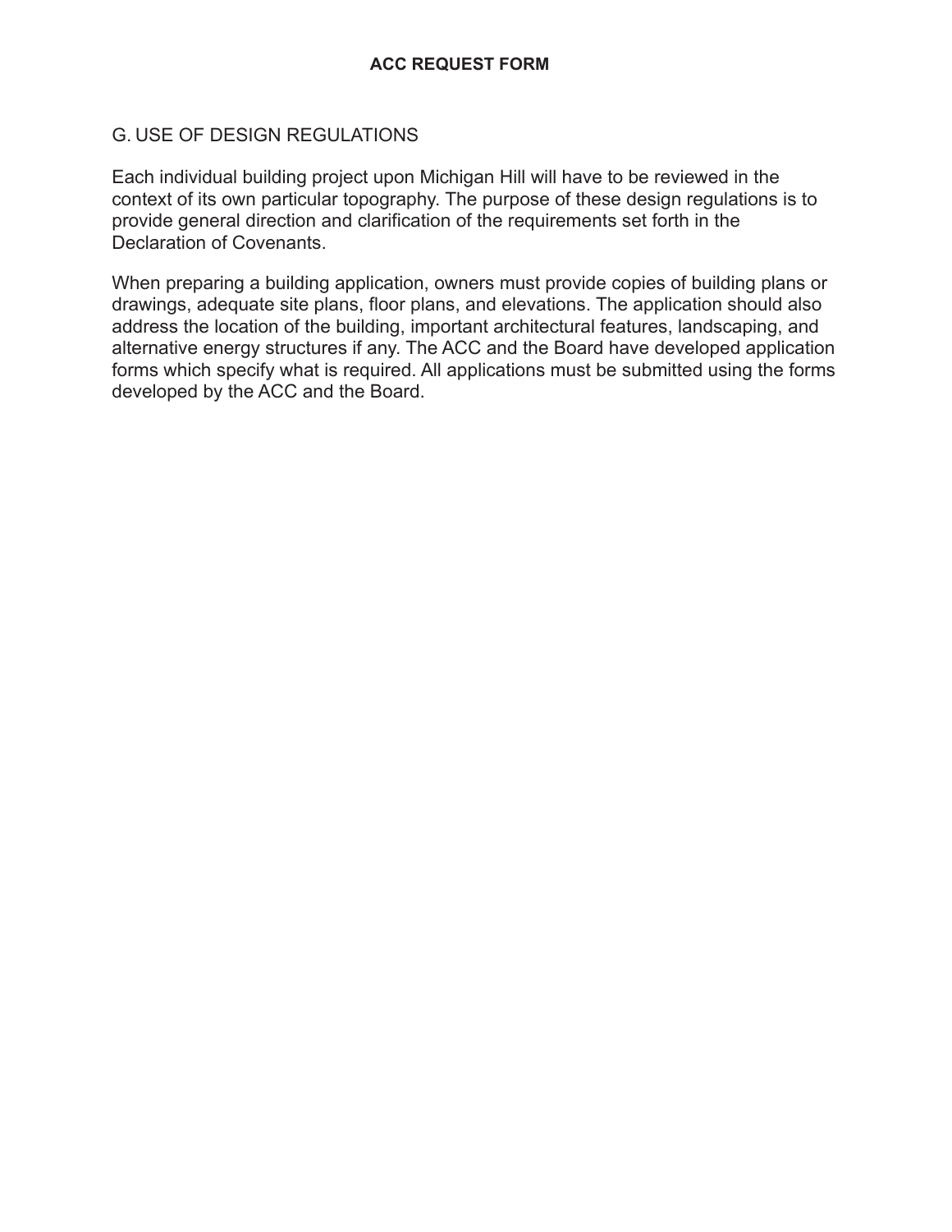**ACC REQUEST FORM**

G. USE OF DESIGN REGULATIONS

Each individual building project upon Michigan Hill will have to be reviewed in the context of its own particular topography. The purpose of these design regulations is to provide general direction and clarification of the requirements set forth in the Declaration of Covenants.

When preparing a building application, owners must provide copies of building plans or drawings, adequate site plans, floor plans, and elevations. The application should also address the location of the building, important architectural features, landscaping, and alternative energy structures if any. The ACC and the Board have developed application forms which specify what is required. All applications must be submitted using the forms developed by the ACC and the Board.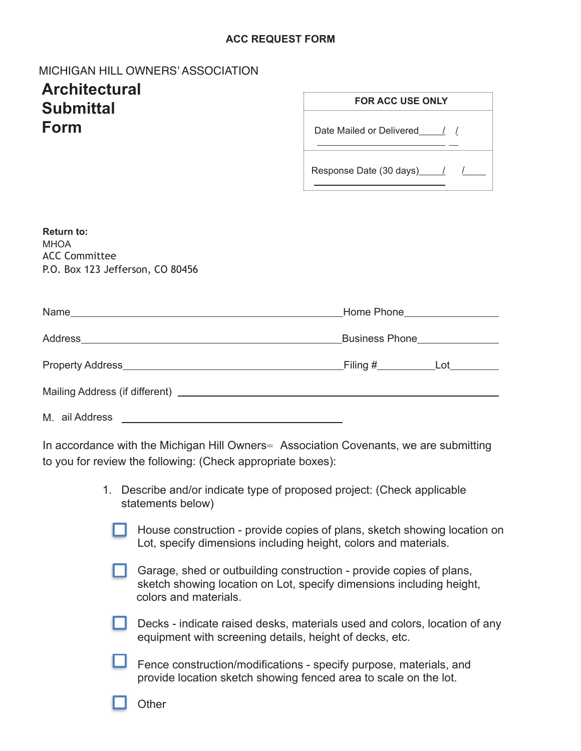**ACC REQUEST FORM**

MICHIGAN HILL OWNERS' ASSOCIATION

# Architectural Submittal Form

| FOR ACC USE ONLY |
| --- |
| Date Mailed or Delivered____/ / |
| Response Date (30 days)____/ /____ |

**Return to:**
MHOA
ACC Committee
P.O. Box 123 Jefferson, CO 80456

Name________________________________________________Home Phone________________

Address______________________________________________Business Phone______________

Property Address_______________________________________Filing #__________Lot_________

Mailing Address (if different) ________________________________________________________

M. ail Address ______________________________________

In accordance with the Michigan Hill Owners= Association Covenants, we are submitting to you for review the following: (Check appropriate boxes):

1. Describe and/or indicate type of proposed project: (Check applicable statements below)

- ☐ House construction - provide copies of plans, sketch showing location on Lot, specify dimensions including height, colors and materials.
- ☐ Garage, shed or outbuilding construction - provide copies of plans, sketch showing location on Lot, specify dimensions including height, colors and materials.
- ☐ Decks - indicate raised desks, materials used and colors, location of any equipment with screening details, height of decks, etc.
- ☐ Fence construction/modifications - specify purpose, materials, and provide location sketch showing fenced area to scale on the lot.
- ☐ Other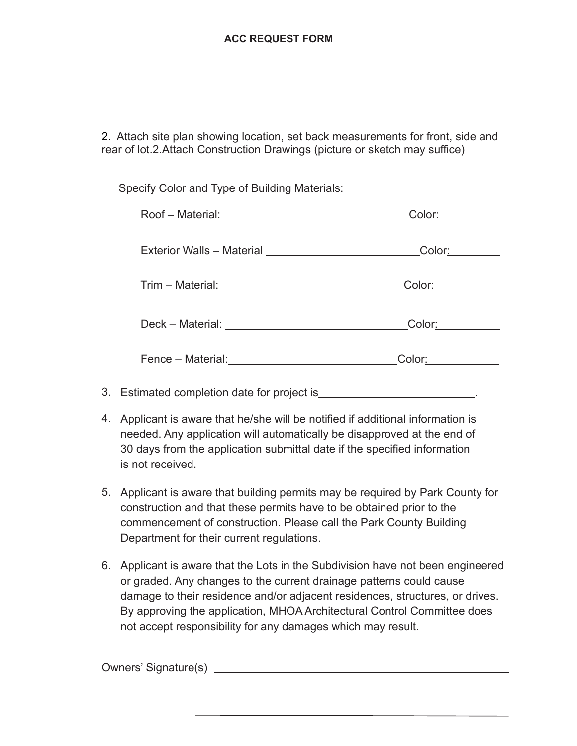**ACC REQUEST FORM**

2. Attach site plan showing location, set back measurements for front, side and rear of lot.2.Attach Construction Drawings (picture or sketch may suffice)

Specify Color and Type of Building Materials:

Roof – Material:______________________________Color:___________

Exterior Walls – Material ________________________Color:________

Trim – Material: _____________________________Color:__________

Deck – Material: _____________________________Color:__________

Fence – Material:___________________________Color:___________

3. Estimated completion date for project is________________________.

4. Applicant is aware that he/she will be notified if additional information is needed. Any application will automatically be disapproved at the end of 30 days from the application submittal date if the specified information is not received.

5. Applicant is aware that building permits may be required by Park County for construction and that these permits have to be obtained prior to the commencement of construction. Please call the Park County Building Department for their current regulations.

6. Applicant is aware that the Lots in the Subdivision have not been engineered or graded. Any changes to the current drainage patterns could cause damage to their residence and/or adjacent residences, structures, or drives. By approving the application, MHOA Architectural Control Committee does not accept responsibility for any damages which may result.

Owners' Signature(s) ____________________________________________

____________________________________________